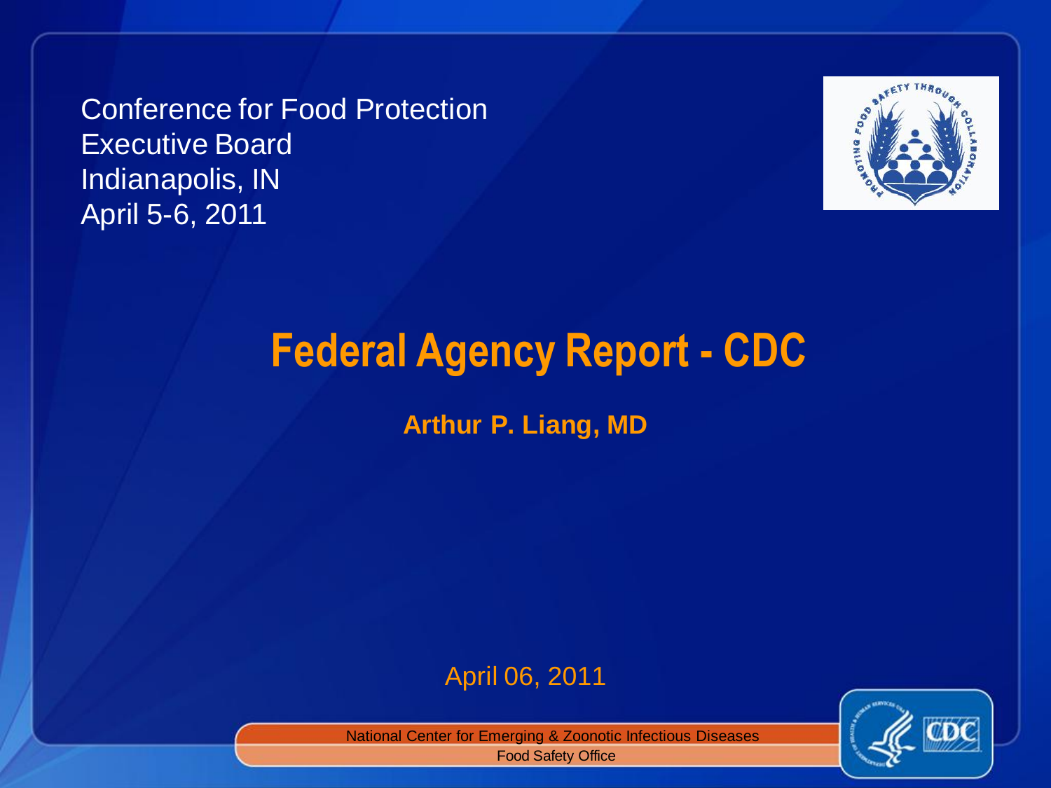Conference for Food Protection
Executive Board
Indianapolis, IN
April 5-6, 2011

# Federal Agency Report - CDC

**Arthur P. Liang, MD**

April 06, 2011

National Center for Emerging & Zoonotic Infectious Diseases
Food Safety Office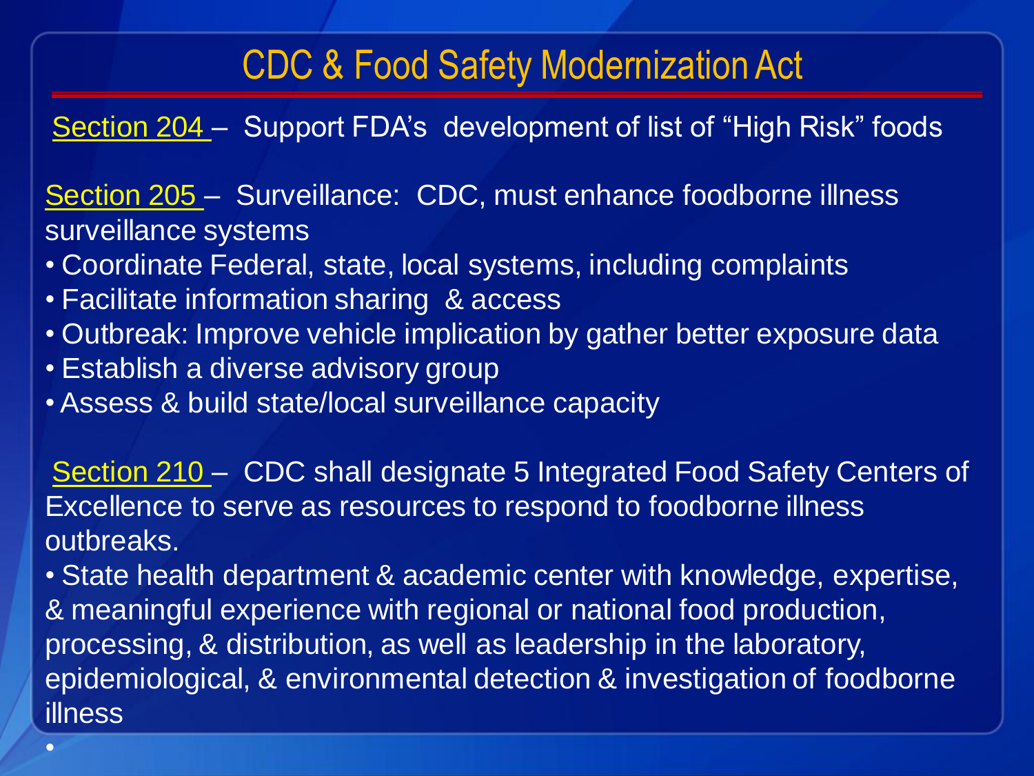# CDC & Food Safety Modernization Act

Section 204 – Support FDA's development of list of "High Risk" foods

Section 205 – Surveillance: CDC, must enhance foodborne illness surveillance systems

- Coordinate Federal, state, local systems, including complaints
- Facilitate information sharing & access
- Outbreak: Improve vehicle implication by gather better exposure data
- Establish a diverse advisory group
- Assess & build state/local surveillance capacity

Section 210 – CDC shall designate 5 Integrated Food Safety Centers of Excellence to serve as resources to respond to foodborne illness outbreaks.

- State health department & academic center with knowledge, expertise, & meaningful experience with regional or national food production, processing, & distribution, as well as leadership in the laboratory, epidemiological, & environmental detection & investigation of foodborne illness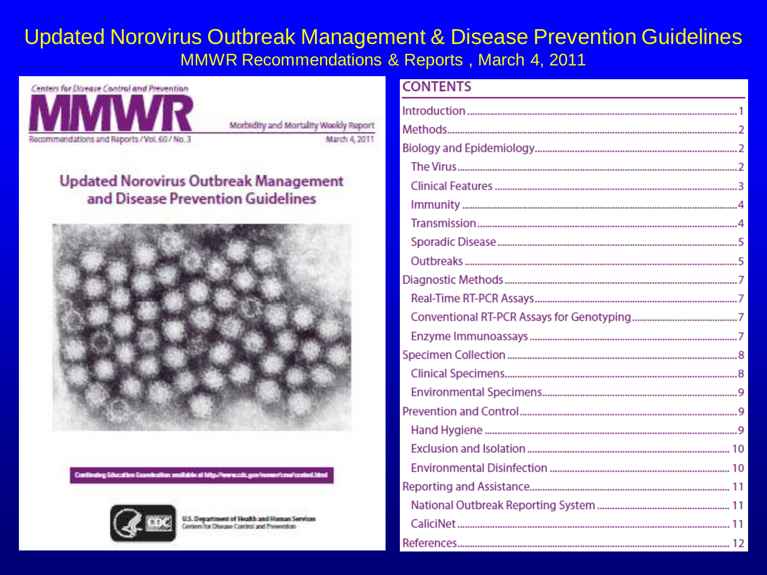# Updated Norovirus Outbreak Management & Disease Prevention Guidelines

MMWR Recommendations & Reports , March 4, 2011

Centers for Disease Control and Prevention

MMWR

Morbidity and Mortality Weekly Report

Recommendations and Reports / Vol. 60 / No. 3

March 4, 2011

## Updated Norovirus Outbreak Management and Disease Prevention Guidelines

Continuing Education Examination available at http://www.cdc.gov/mmwr/cme/conted.html

U.S. Department of Health and Human Services
Centers for Disease Control and Prevention

## CONTENTS

- Introduction ... 1
- Methods ... 2
- Biology and Epidemiology ... 2
  - The Virus ... 2
  - Clinical Features ... 3
  - Immunity ... 4
  - Transmission ... 4
  - Sporadic Disease ... 5
  - Outbreaks ... 5
- Diagnostic Methods ... 7
  - Real-Time RT-PCR Assays ... 7
  - Conventional RT-PCR Assays for Genotyping ... 7
  - Enzyme Immunoassays ... 7
- Specimen Collection ... 8
  - Clinical Specimens ... 8
  - Environmental Specimens ... 9
- Prevention and Control ... 9
  - Hand Hygiene ... 9
  - Exclusion and Isolation ... 10
  - Environmental Disinfection ... 10
- Reporting and Assistance ... 11
  - National Outbreak Reporting System ... 11
  - CaliciNet ... 11
- References ... 12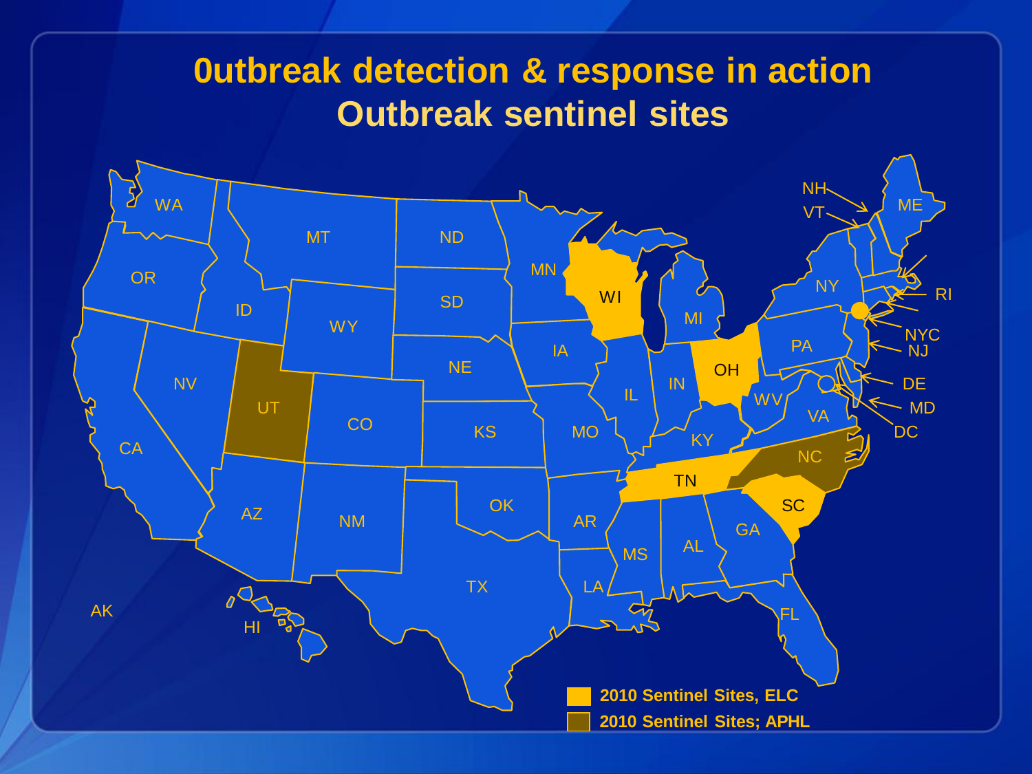# 0utbreak detection & response in action
# Outbreak sentinel sites

WA, OR, CA, NV, ID, MT, WY, UT, CO, AZ, NM, ND, SD, NE, KS, OK, TX, MN, IA, MO, AR, LA, WI, IL, MS, MI, IN, OH, KY, TN, AL, GA, FL, SC, NC, VA, WV, PA, NY, ME, NH, VT, RI, NYC, NJ, DE, MD, DC, AK, HI

- 2010 Sentinel Sites, ELC
- 2010 Sentinel Sites; APHL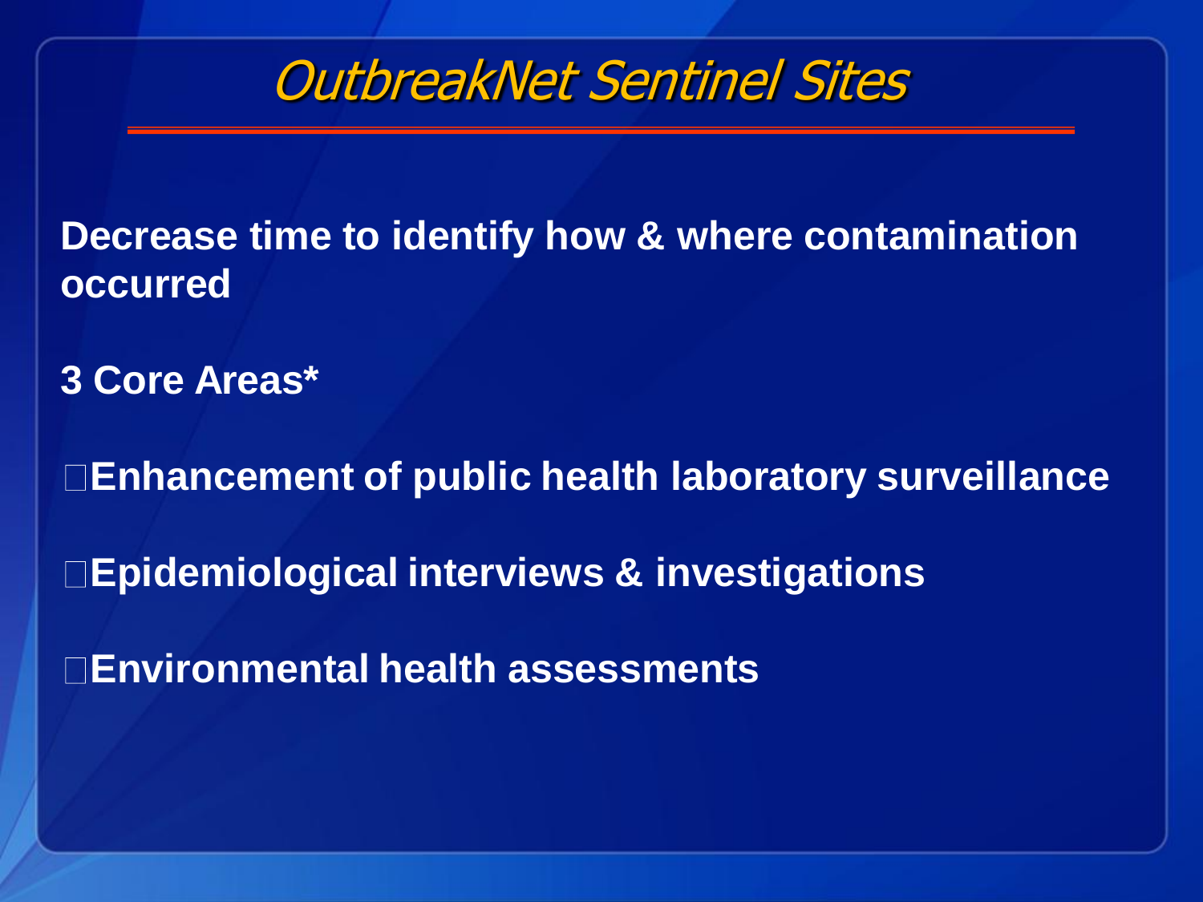# OutbreakNet Sentinel Sites

**Decrease time to identify how & where contamination occurred**

**3 Core Areas***

- **Enhancement of public health laboratory surveillance**
- **Epidemiological interviews & investigations**
- **Environmental health assessments**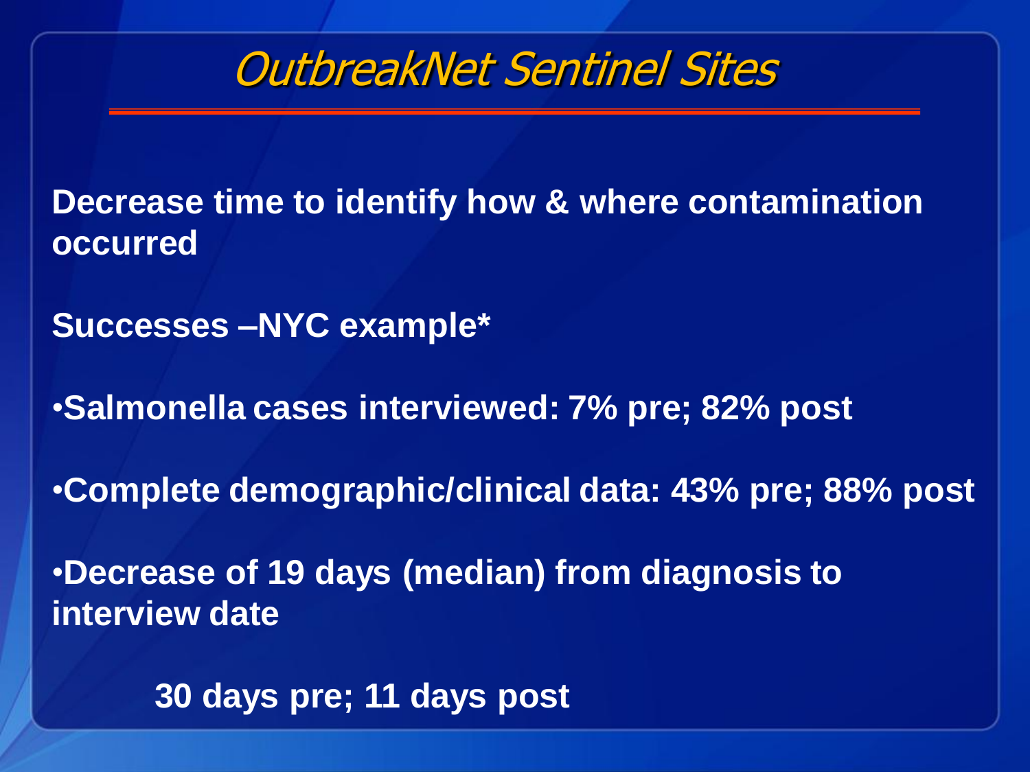# OutbreakNet Sentinel Sites

**Decrease time to identify how & where contamination occurred**

**Successes –NYC example***

- **Salmonella cases interviewed: 7% pre; 82% post**
- **Complete demographic/clinical data: 43% pre; 88% post**
- **Decrease of 19 days (median) from diagnosis to interview date**

  **30 days pre; 11 days post**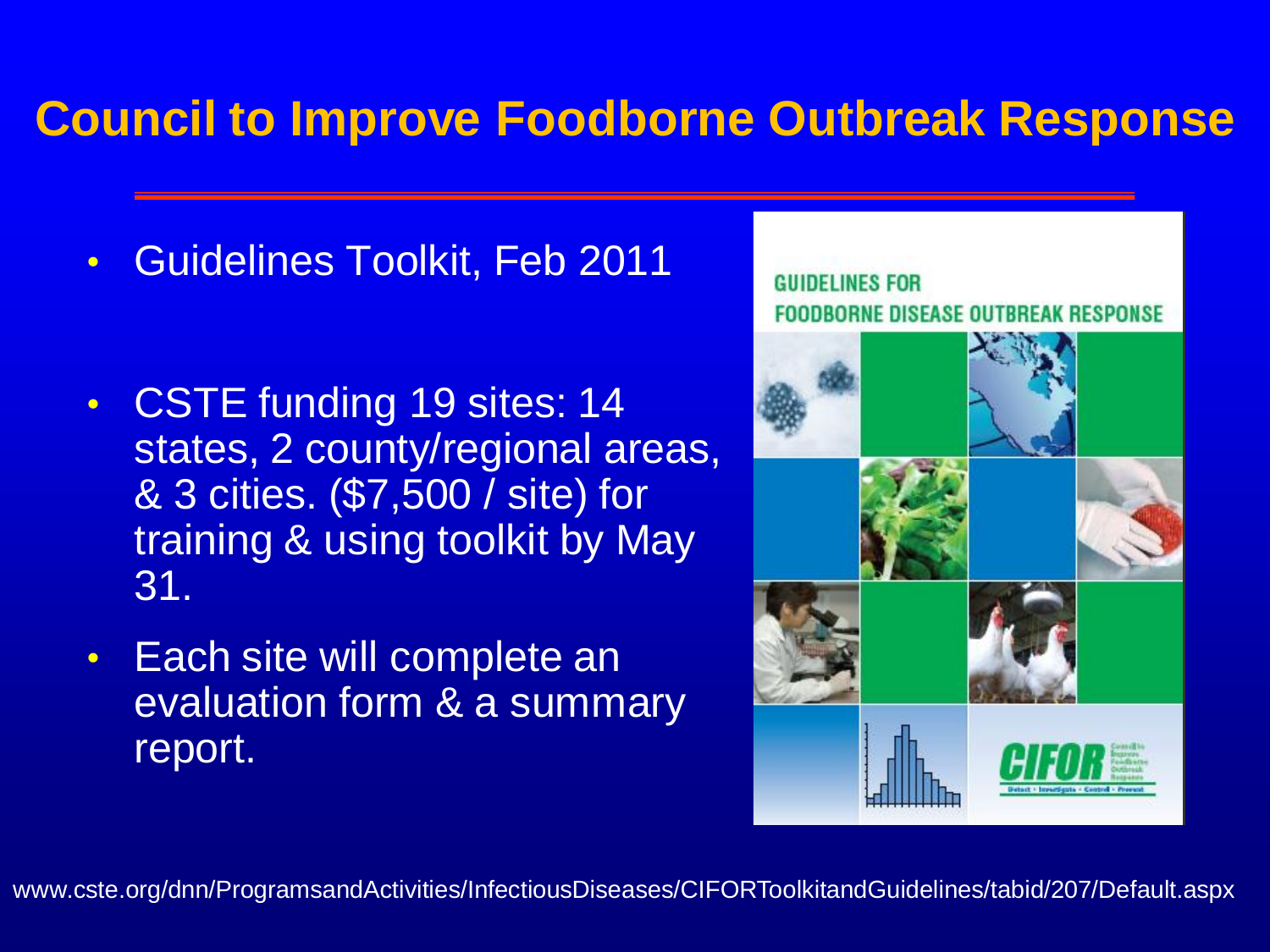# Council to Improve Foodborne Outbreak Response

- Guidelines Toolkit, Feb 2011
- CSTE funding 19 sites: 14 states, 2 county/regional areas, & 3 cities. ($7,500 / site) for training & using toolkit by May 31.
- Each site will complete an evaluation form & a summary report.

GUIDELINES FOR FOODBORNE DISEASE OUTBREAK RESPONSE

CIFOR

www.cste.org/dnn/ProgramsandActivities/InfectiousDiseases/CIFORToolkitandGuidelines/tabid/207/Default.aspx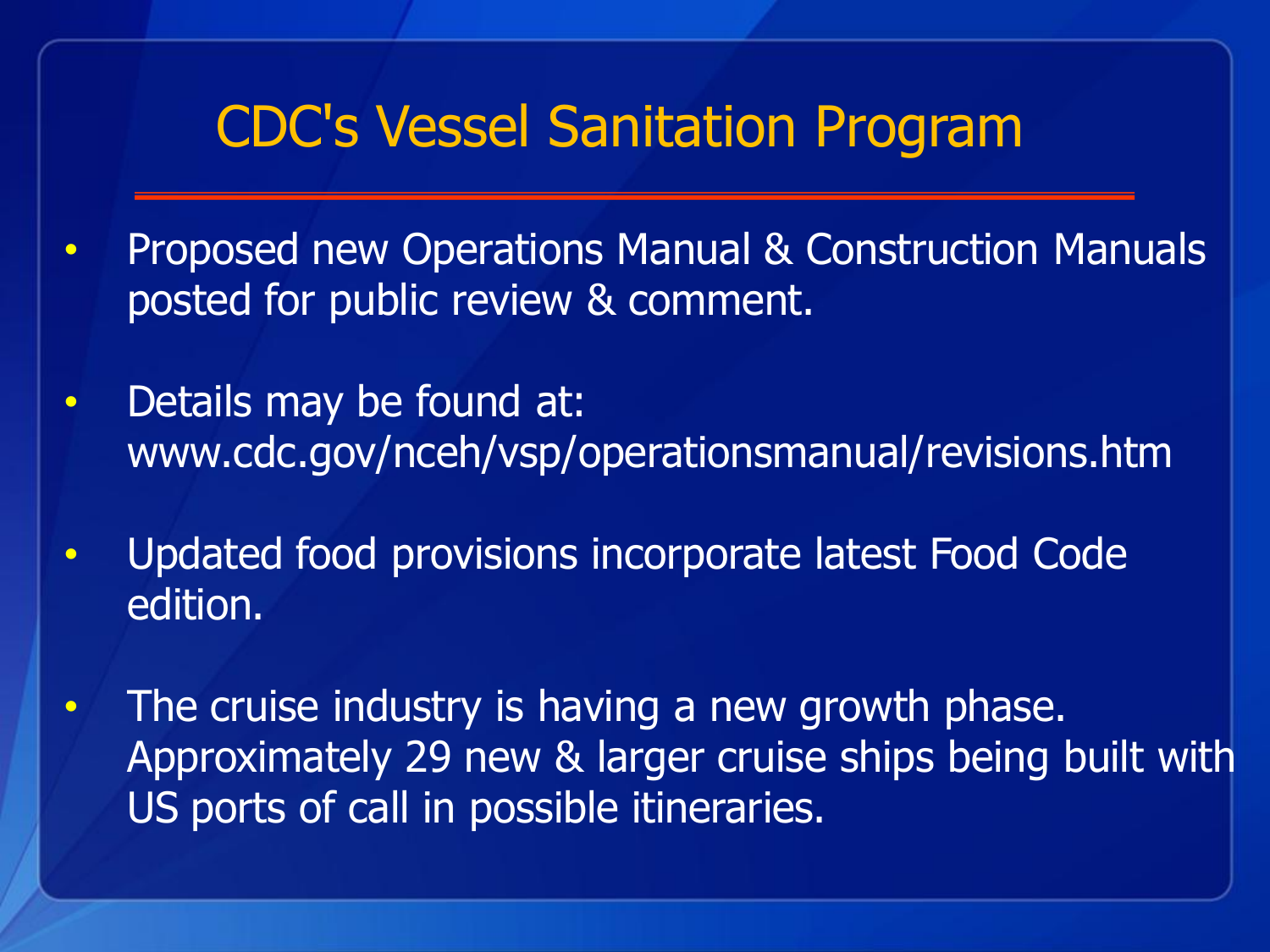# CDC's Vessel Sanitation Program

- Proposed new Operations Manual & Construction Manuals posted for public review & comment.
- Details may be found at: www.cdc.gov/nceh/vsp/operationsmanual/revisions.htm
- Updated food provisions incorporate latest Food Code edition.
- The cruise industry is having a new growth phase. Approximately 29 new & larger cruise ships being built with US ports of call in possible itineraries.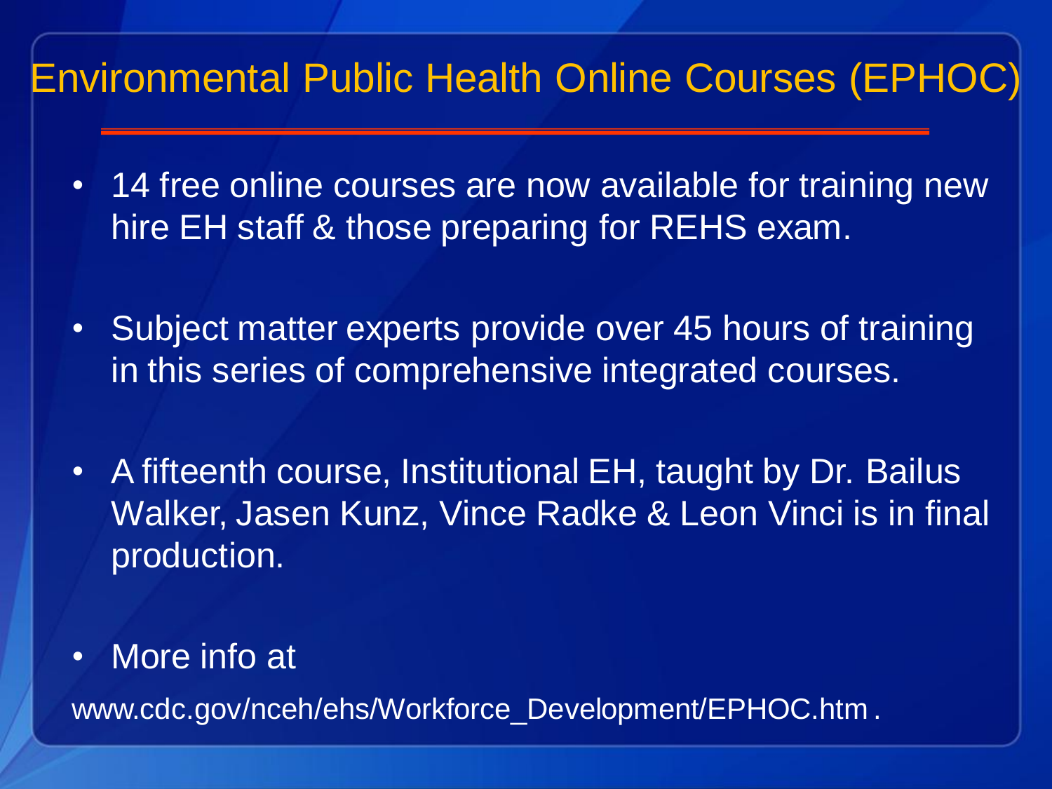# Environmental Public Health Online Courses (EPHOC)

- 14 free online courses are now available for training new hire EH staff & those preparing for REHS exam.
- Subject matter experts provide over 45 hours of training in this series of comprehensive integrated courses.
- A fifteenth course, Institutional EH, taught by Dr. Bailus Walker, Jasen Kunz, Vince Radke & Leon Vinci is in final production.
- More info at

www.cdc.gov/nceh/ehs/Workforce_Development/EPHOC.htm .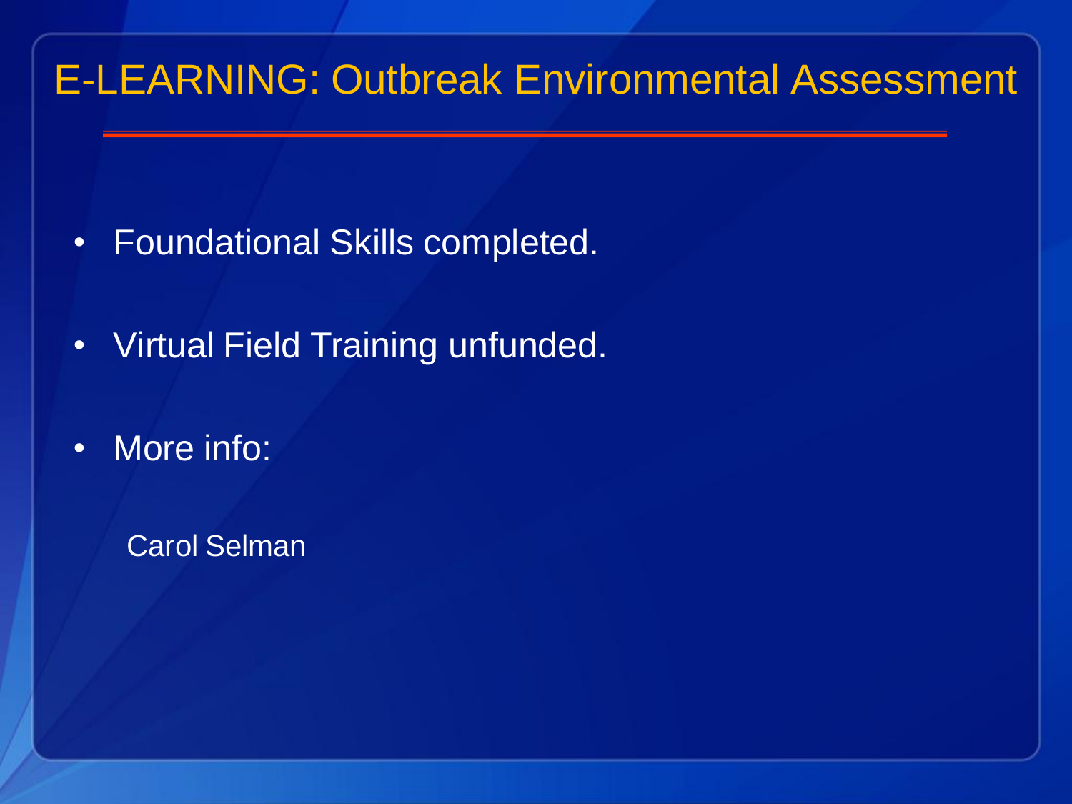# E-LEARNING: Outbreak Environmental Assessment

- Foundational Skills completed.
- Virtual Field Training unfunded.
- More info:

  Carol Selman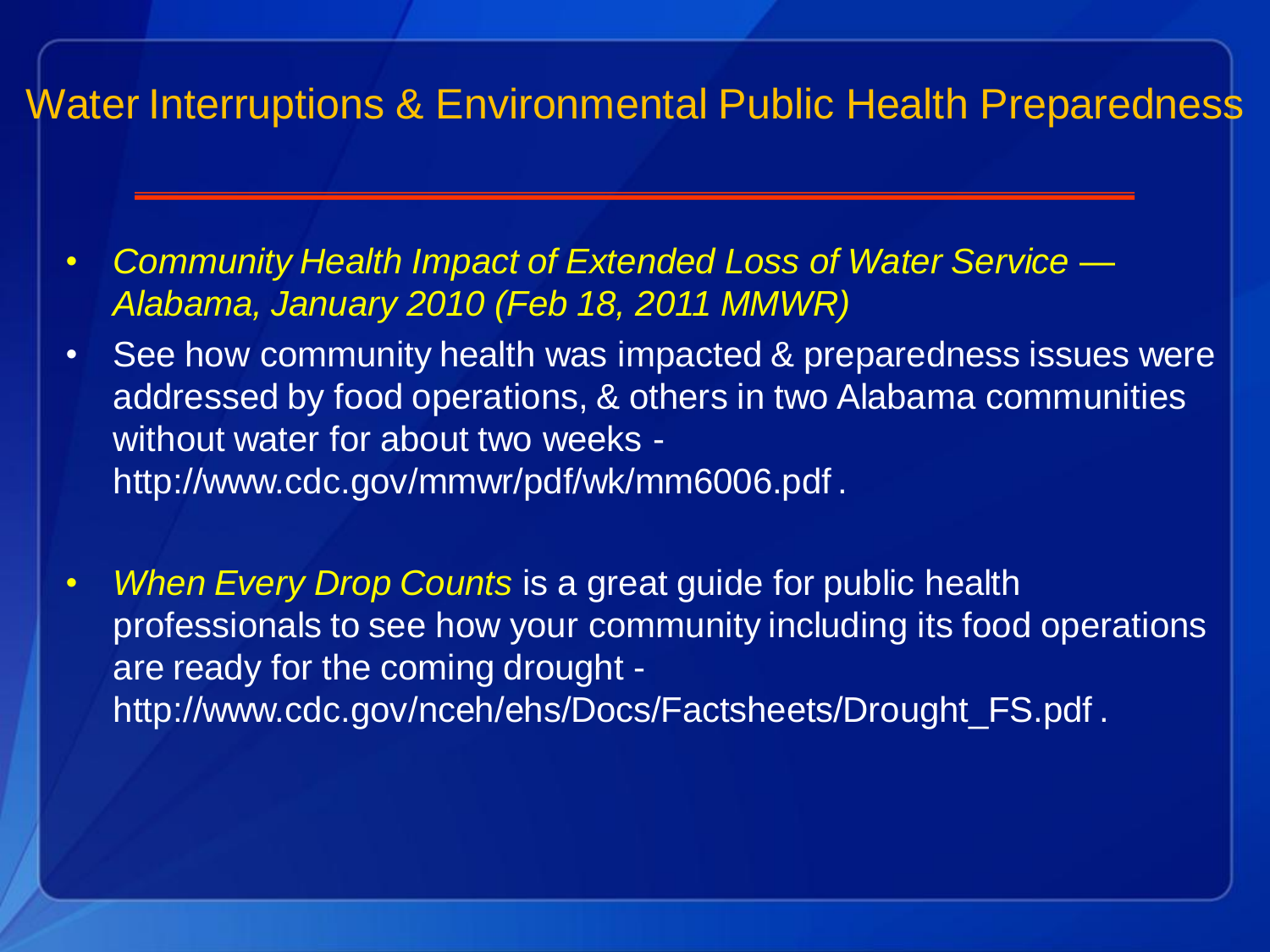# Water Interruptions & Environmental Public Health Preparedness

- *Community Health Impact of Extended Loss of Water Service — Alabama, January 2010 (Feb 18, 2011 MMWR)*
- See how community health was impacted & preparedness issues were addressed by food operations, & others in two Alabama communities without water for about two weeks - http://www.cdc.gov/mmwr/pdf/wk/mm6006.pdf .
- *When Every Drop Counts* is a great guide for public health professionals to see how your community including its food operations are ready for the coming drought - http://www.cdc.gov/nceh/ehs/Docs/Factsheets/Drought_FS.pdf .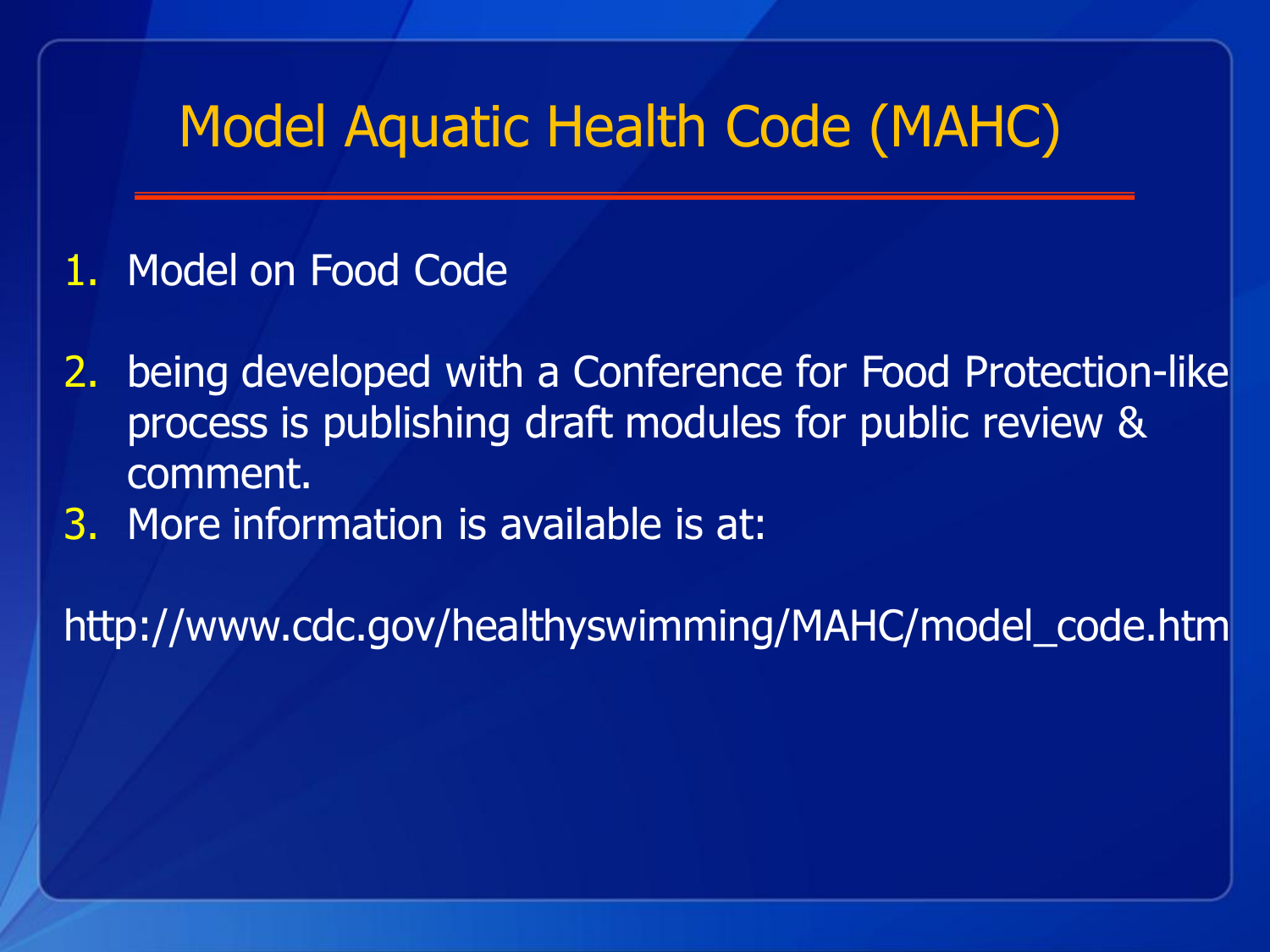# Model Aquatic Health Code (MAHC)

1. Model on Food Code

2. being developed with a Conference for Food Protection-like process is publishing draft modules for public review & comment.
3. More information is available is at:

http://www.cdc.gov/healthyswimming/MAHC/model_code.htm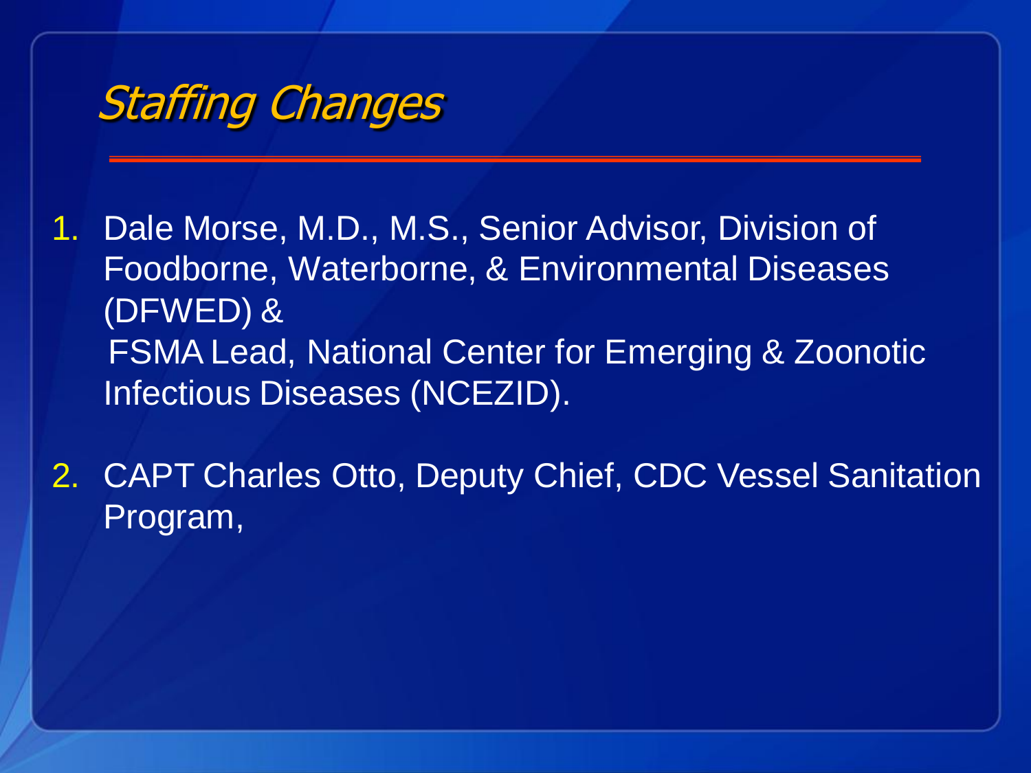# *Staffing Changes*

1. Dale Morse, M.D., M.S., Senior Advisor, Division of Foodborne, Waterborne, & Environmental Diseases (DFWED) &
   FSMA Lead, National Center for Emerging & Zoonotic Infectious Diseases (NCEZID).
2. CAPT Charles Otto, Deputy Chief, CDC Vessel Sanitation Program,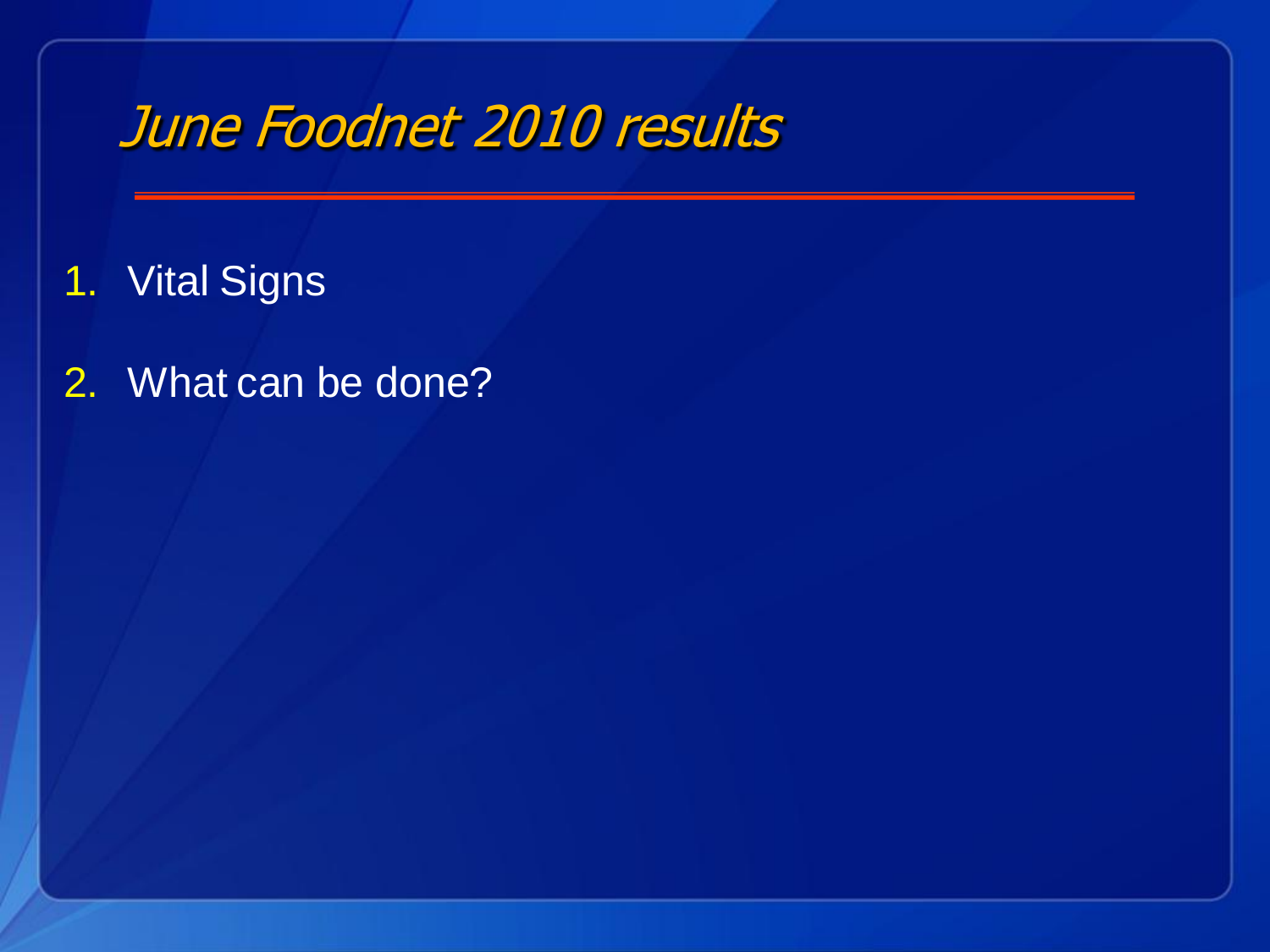# *June Foodnet 2010 results*

1. Vital Signs
2. What can be done?